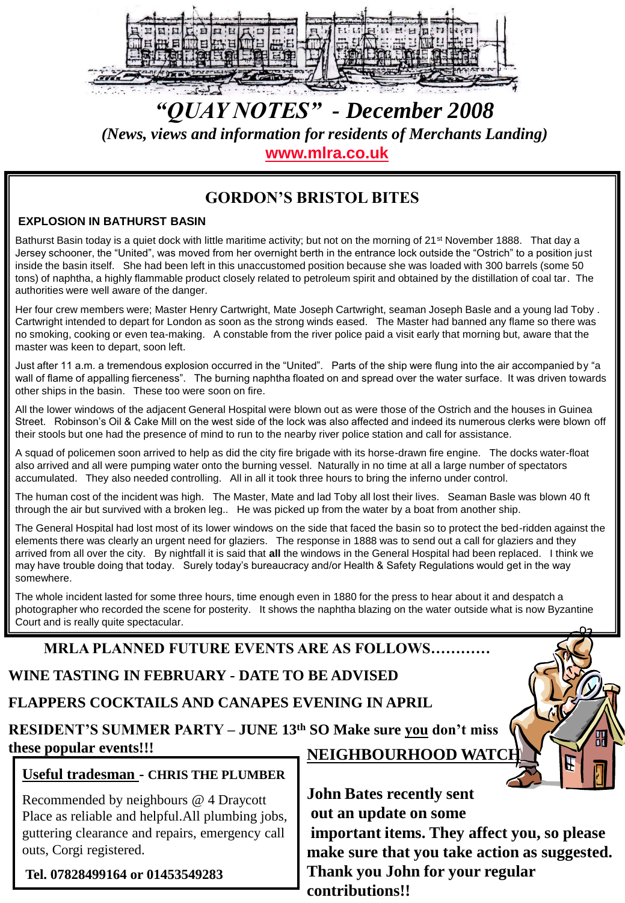# *"QUAY NOTES" - December 2008*

*(News, views and information for residents of Merchants Landing)*

**www.mlra.co.uk**

## GORDON'S BRISTOL BITES

### EXPLOSION IN BATHURST BASIN

Bathurst Basin today is a quiet dock with little maritime activity; but not on the morning of 21st November 1888. That day a Jersey schooner, the "United", was moved from her overnight berth in the entrance lock outside the "Ostrich" to a position just inside the basin itself. She had been left in this unaccustomed position because she was loaded with 300 barrels (some 50 tons) of naphtha, a highly flammable product closely related to petroleum spirit and obtained by the distillation of coal tar. The authorities were well aware of the danger.

Her four crew members were; Master Henry Cartwright, Mate Joseph Cartwright, seaman Joseph Basle and a young lad Toby . Cartwright intended to depart for London as soon as the strong winds eased. The Master had banned any flame so there was no smoking, cooking or even tea-making. A constable from the river police paid a visit early that morning but, aware that the master was keen to depart, soon left.

Just after 11 a.m. a tremendous explosion occurred in the "United". Parts of the ship were flung into the air accompanied by "a wall of flame of appalling fierceness". The burning naphtha floated on and spread over the water surface. It was driven towards other ships in the basin. These too were soon on fire.

All the lower windows of the adjacent General Hospital were blown out as were those of the Ostrich and the houses in Guinea Street. Robinson's Oil & Cake Mill on the west side of the lock was also affected and indeed its numerous clerks were blown off their stools but one had the presence of mind to run to the nearby river police station and call for assistance.

A squad of policemen soon arrived to help as did the city fire brigade with its horse-drawn fire engine. The docks water-float also arrived and all were pumping water onto the burning vessel. Naturally in no time at all a large number of spectators accumulated. They also needed controlling. All in all it took three hours to bring the inferno under control.

The human cost of the incident was high. The Master, Mate and lad Toby all lost their lives. Seaman Basle was blown 40 ft through the air but survived with a broken leg.. He was picked up from the water by a boat from another ship.

The General Hospital had lost most of its lower windows on the side that faced the basin so to protect the bed-ridden against the elements there was clearly an urgent need for glaziers. The response in 1888 was to send out a call for glaziers and they arrived from all over the city. By nightfall it is said that **all** the windows in the General Hospital had been replaced. I think we may have trouble doing that today. Surely today's bureaucracy and/or Health & Safety Regulations would get in the way somewhere.

The whole incident lasted for some three hours, time enough even in 1880 for the press to hear about it and despatch a photographer who recorded the scene for posterity. It shows the naphtha blazing on the water outside what is now Byzantine Court and is really quite spectacular.

**MRLA PLANNED FUTURE EVENTS ARE AS FOLLOWS…………**

**WINE TASTING IN FEBRUARY - DATE TO BE ADVISED**

**FLAPPERS COCKTAILS AND CANAPES EVENING IN APRIL**

**RESIDENT'S SUMMER PARTY – JUNE 13th SO Make sure you don't miss these popular events!!!**

**Useful tradesman - CHRIS THE PLUMBER**

Recommended by neighbours @ 4 Draycott Place as reliable and helpful.All plumbing jobs, guttering clearance and repairs, emergency call outs, Corgi registered.

**Tel. 07828499164 or 01453549283**

## NEIGHBOURHOOD WATCH

**John Bates recently sent out an update on some important items. They affect you, so please make sure that you take action as suggested. Thank you John for your regular contributions!!**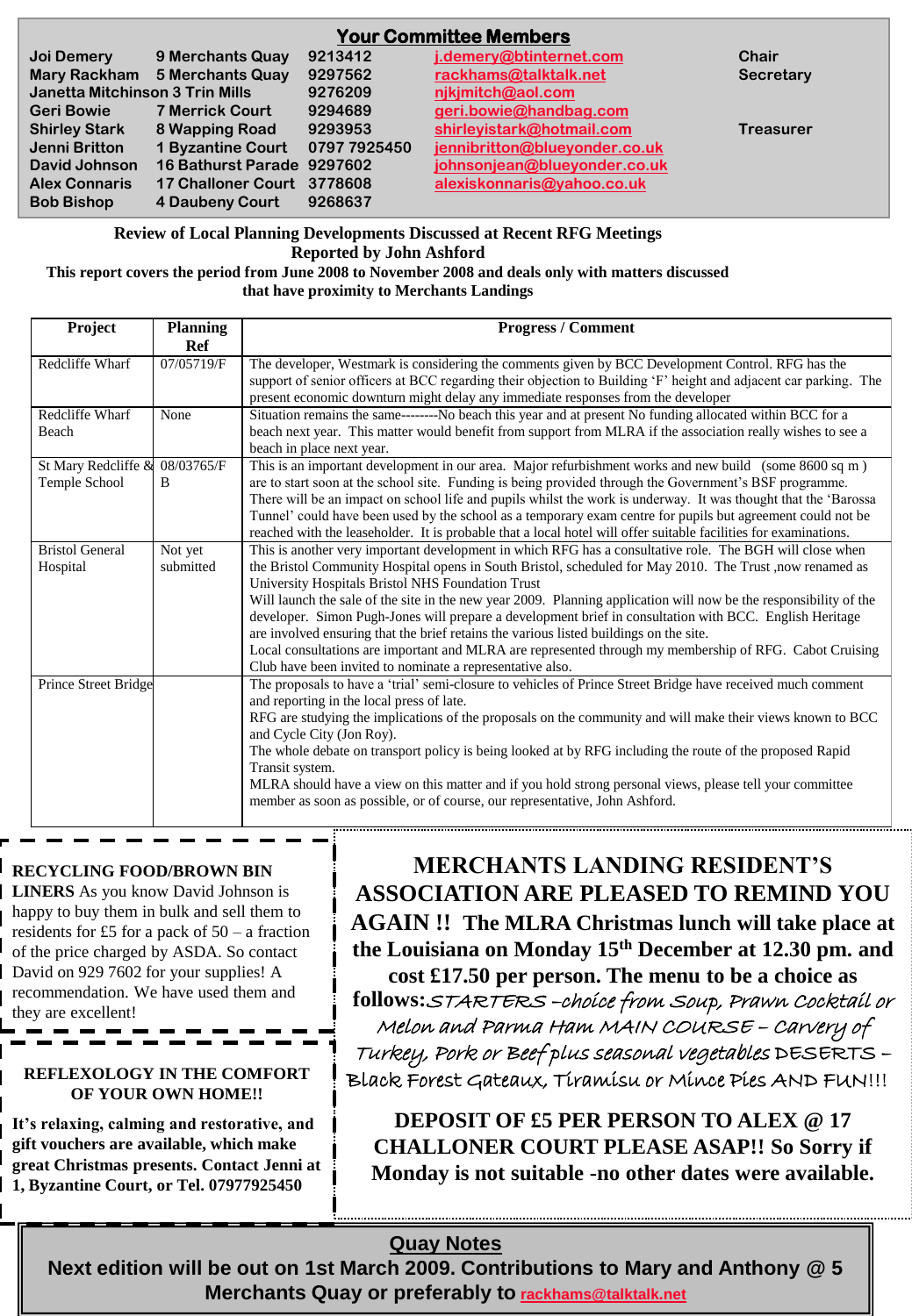## Your Committee Members

| | | | | |
|---|---|---|---|---|
| Joi Demery | 9 Merchants Quay | 9213412 | j.demery@btinternet.com | Chair |
| Mary Rackham | 5 Merchants Quay | 9297562 | rackhams@talktalk.net | Secretary |
| Janetta Mitchinson | 3 Trin Mills | 9276209 | njkjmitch@aol.com | |
| Geri Bowie | 7 Merrick Court | 9294689 | geri.bowie@handbag.com | |
| Shirley Stark | 8 Wapping Road | 9293953 | shirleyistark@hotmail.com | Treasurer |
| Jenni Britton | 1 Byzantine Court | 0797 7925450 | jennibritton@blueyonder.co.uk | |
| David Johnson | 16 Bathurst Parade | 9297602 | johnsonjean@blueyonder.co.uk | |
| Alex Connaris | 17 Challoner Court | 3778608 | alexiskonnaris@yahoo.co.uk | |
| Bob Bishop | 4 Daubeny Court | 9268637 | | |

**Review of Local Planning Developments Discussed at Recent RFG Meetings**
**Reported by John Ashford**
**This report covers the period from June 2008 to November 2008 and deals only with matters discussed that have proximity to Merchants Landings**

| Project | Planning Ref | Progress / Comment |
|---|---|---|
| Redcliffe Wharf | 07/05719/F | The developer, Westmark is considering the comments given by BCC Development Control. RFG has the support of senior officers at BCC regarding their objection to Building 'F' height and adjacent car parking. The present economic downturn might delay any immediate responses from the developer |
| Redcliffe Wharf Beach | None | Situation remains the same--------No beach this year and at present No funding allocated within BCC for a beach next year. This matter would benefit from support from MLRA if the association really wishes to see a beach in place next year. |
| St Mary Redcliffe & Temple School | 08/03765/F B | This is an important development in our area. Major refurbishment works and new build (some 8600 sq m ) are to start soon at the school site. Funding is being provided through the Government's BSF programme. There will be an impact on school life and pupils whilst the work is underway. It was thought that the 'Barossa Tunnel' could have been used by the school as a temporary exam centre for pupils but agreement could not be reached with the leaseholder. It is probable that a local hotel will offer suitable facilities for examinations. |
| Bristol General Hospital | Not yet submitted | This is another very important development in which RFG has a consultative role. The BGH will close when the Bristol Community Hospital opens in South Bristol, scheduled for May 2010. The Trust ,now renamed as University Hospitals Bristol NHS Foundation Trust<br>Will launch the sale of the site in the new year 2009. Planning application will now be the responsibility of the developer. Simon Pugh-Jones will prepare a development brief in consultation with BCC. English Heritage are involved ensuring that the brief retains the various listed buildings on the site.<br>Local consultations are important and MLRA are represented through my membership of RFG. Cabot Cruising Club have been invited to nominate a representative also. |
| Prince Street Bridge | | The proposals to have a 'trial' semi-closure to vehicles of Prince Street Bridge have received much comment and reporting in the local press of late.<br>RFG are studying the implications of the proposals on the community and will make their views known to BCC and Cycle City (Jon Roy).<br>The whole debate on transport policy is being looked at by RFG including the route of the proposed Rapid Transit system.<br>MLRA should have a view on this matter and if you hold strong personal views, please tell your committee member as soon as possible, or of course, our representative, John Ashford. |

**RECYCLING FOOD/BROWN BIN LINERS** As you know David Johnson is happy to buy them in bulk and sell them to residents for £5 for a pack of 50 – a fraction of the price charged by ASDA. So contact David on 929 7602 for your supplies! A recommendation. We have used them and they are excellent!

**REFLEXOLOGY IN THE COMFORT OF YOUR OWN HOME!!**

**It's relaxing, calming and restorative, and gift vouchers are available, which make great Christmas presents. Contact Jenni at 1, Byzantine Court, or Tel. 07977925450**

**MERCHANTS LANDING RESIDENT'S ASSOCIATION ARE PLEASED TO REMIND YOU AGAIN !! The MLRA Christmas lunch will take place at the Louisiana on Monday 15th December at 12.30 pm. and cost £17.50 per person. The menu to be a choice as follows:** STARTERS –choice from Soup, Prawn Cocktail or Melon and Parma Ham MAIN COURSE – Carvery of Turkey, Pork or Beef plus seasonal vegetables DESERTS – Black Forest Gateaux, Tiramisu or Mince Pies AND FUN!!!

**DEPOSIT OF £5 PER PERSON TO ALEX @ 17 CHALLONER COURT PLEASE ASAP!! So Sorry if Monday is not suitable -no other dates were available.**

**Quay Notes**

**Next edition will be out on 1st March 2009. Contributions to Mary and Anthony @ 5 Merchants Quay or preferably to rackhams@talktalk.net**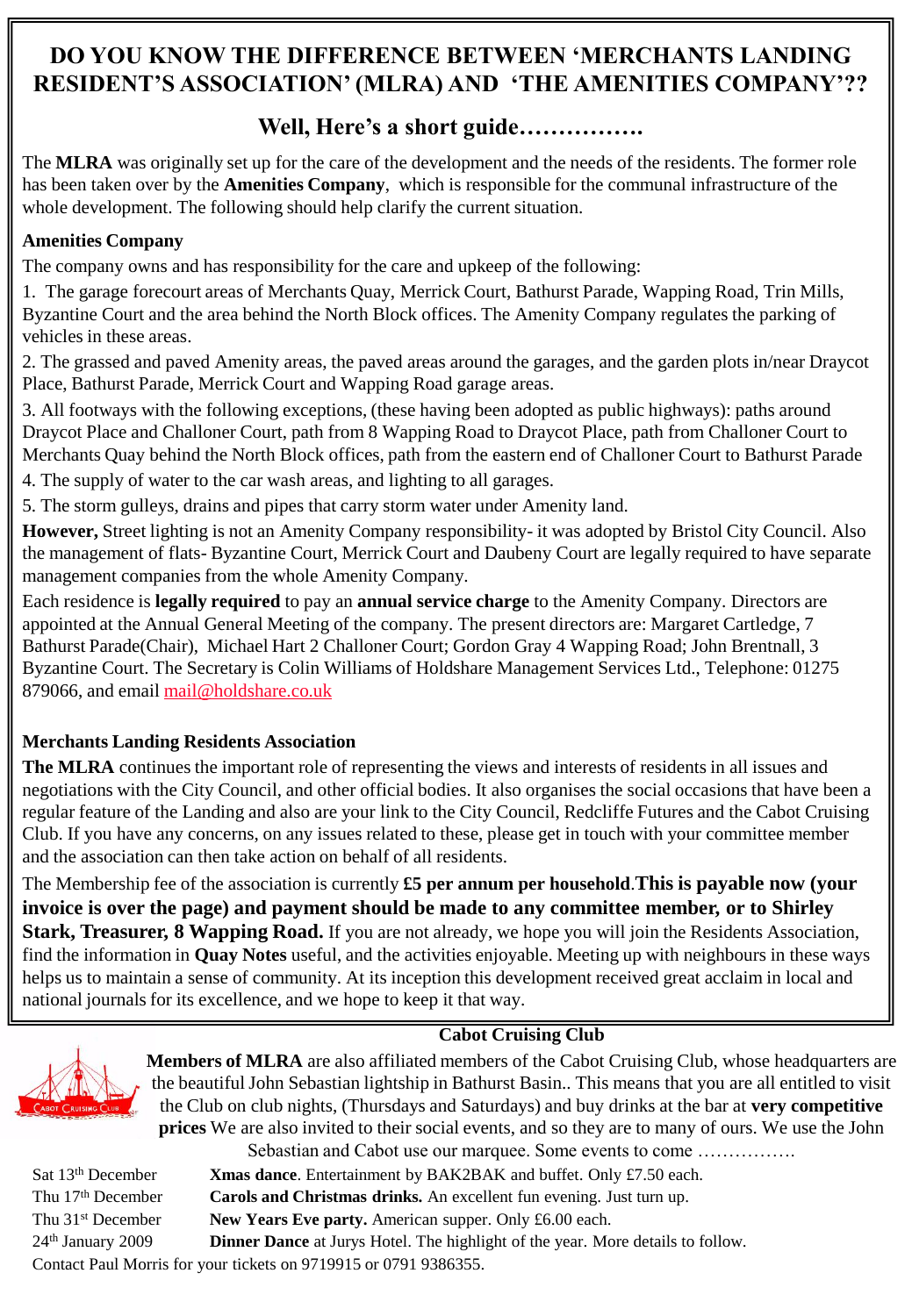# DO YOU KNOW THE DIFFERENCE BETWEEN 'MERCHANTS LANDING RESIDENT'S ASSOCIATION' (MLRA) AND 'THE AMENITIES COMPANY'??

## Well, Here's a short guide…………….

The **MLRA** was originally set up for the care of the development and the needs of the residents. The former role has been taken over by the **Amenities Company**, which is responsible for the communal infrastructure of the whole development. The following should help clarify the current situation.

### Amenities Company

The company owns and has responsibility for the care and upkeep of the following:

1. The garage forecourt areas of Merchants Quay, Merrick Court, Bathurst Parade, Wapping Road, Trin Mills, Byzantine Court and the area behind the North Block offices. The Amenity Company regulates the parking of vehicles in these areas.
2. The grassed and paved Amenity areas, the paved areas around the garages, and the garden plots in/near Draycot Place, Bathurst Parade, Merrick Court and Wapping Road garage areas.
3. All footways with the following exceptions, (these having been adopted as public highways): paths around Draycot Place and Challoner Court, path from 8 Wapping Road to Draycot Place, path from Challoner Court to Merchants Quay behind the North Block offices, path from the eastern end of Challoner Court to Bathurst Parade
4. The supply of water to the car wash areas, and lighting to all garages.
5. The storm gulleys, drains and pipes that carry storm water under Amenity land.

**However,** Street lighting is not an Amenity Company responsibility- it was adopted by Bristol City Council. Also the management of flats- Byzantine Court, Merrick Court and Daubeny Court are legally required to have separate management companies from the whole Amenity Company.

Each residence is **legally required** to pay an **annual service charge** to the Amenity Company. Directors are appointed at the Annual General Meeting of the company. The present directors are: Margaret Cartledge, 7 Bathurst Parade(Chair), Michael Hart 2 Challoner Court; Gordon Gray 4 Wapping Road; John Brentnall, 3 Byzantine Court. The Secretary is Colin Williams of Holdshare Management Services Ltd., Telephone: 01275 879066, and email mail@holdshare.co.uk

### Merchants Landing Residents Association

**The MLRA** continues the important role of representing the views and interests of residents in all issues and negotiations with the City Council, and other official bodies. It also organises the social occasions that have been a regular feature of the Landing and also are your link to the City Council, Redcliffe Futures and the Cabot Cruising Club. If you have any concerns, on any issues related to these, please get in touch with your committee member and the association can then take action on behalf of all residents.

The Membership fee of the association is currently **£5 per annum per household**.**This is payable now (your invoice is over the page) and payment should be made to any committee member, or to Shirley Stark, Treasurer, 8 Wapping Road.** If you are not already, we hope you will join the Residents Association, find the information in **Quay Notes** useful, and the activities enjoyable. Meeting up with neighbours in these ways helps us to maintain a sense of community. At its inception this development received great acclaim in local and national journals for its excellence, and we hope to keep it that way.

### Cabot Cruising Club

**Members of MLRA** are also affiliated members of the Cabot Cruising Club, whose headquarters are the beautiful John Sebastian lightship in Bathurst Basin.. This means that you are all entitled to visit the Club on club nights, (Thursdays and Saturdays) and buy drinks at the bar at **very competitive prices** We are also invited to their social events, and so they are to many of ours. We use the John Sebastian and Cabot use our marquee. Some events to come …………….

| | |
|---|---|
| Sat 13th December | **Xmas dance**. Entertainment by BAK2BAK and buffet. Only £7.50 each. |
| Thu 17th December | **Carols and Christmas drinks.** An excellent fun evening. Just turn up. |
| Thu 31st December | **New Years Eve party.** American supper. Only £6.00 each. |
| 24th January 2009 | **Dinner Dance** at Jurys Hotel. The highlight of the year. More details to follow. |

Contact Paul Morris for your tickets on 9719915 or 0791 9386355.